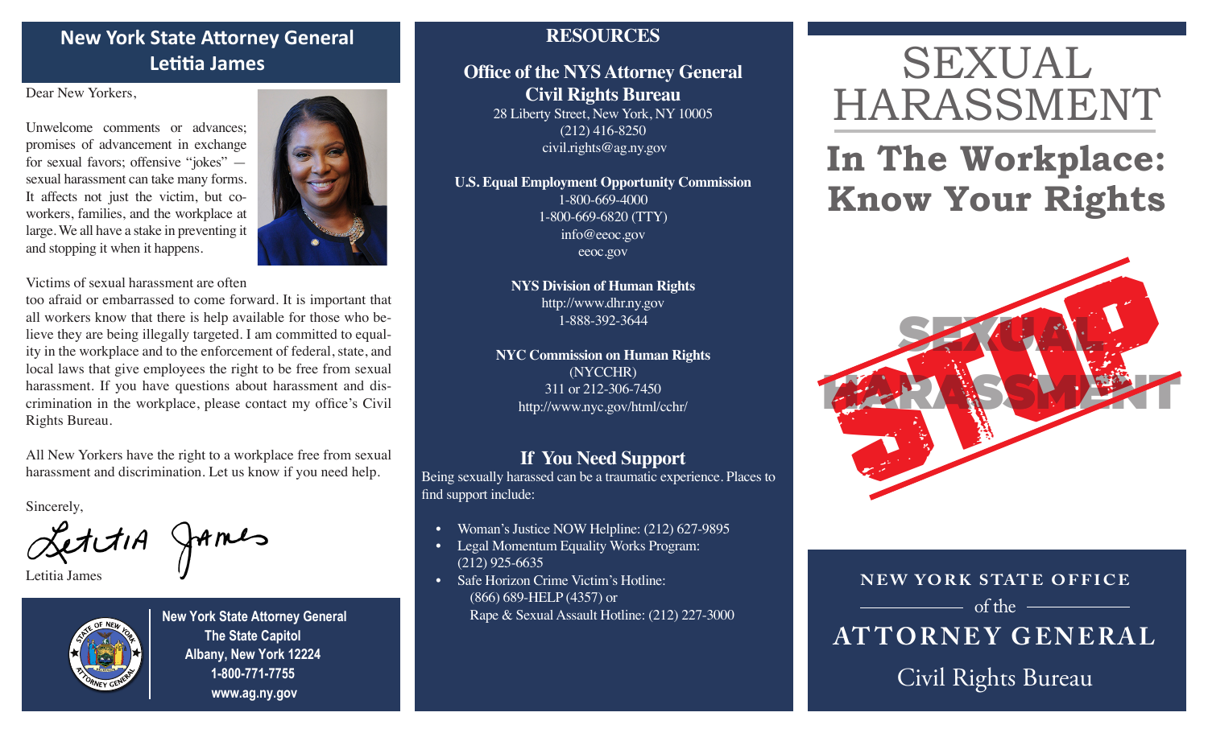## New York State Attorney General Letitia James

Dear New Yorkers,

Unwelcome comments or advances; promises of advancement in exchange for sexual favors; offensive "jokes" — sexual harassment can take many forms. It affects not just the victim, but co-workers, families, and the workplace at large. We all have a stake in preventing it and stopping it when it happens.

Victims of sexual harassment are often too afraid or embarrassed to come forward. It is important that all workers know that there is help available for those who believe they are being illegally targeted. I am committed to equality in the workplace and to the enforcement of federal, state, and local laws that give employees the right to be free from sexual harassment. If you have questions about harassment and discrimination in the workplace, please contact my office's Civil Rights Bureau.

All New Yorkers have the right to a workplace free from sexual harassment and discrimination. Let us know if you need help.

Sincerely,

Letitia James

**New York State Attorney General**
**The State Capitol**
**Albany, New York 12224**
**1-800-771-7755**
**www.ag.ny.gov**

## RESOURCES

### Office of the NYS Attorney General Civil Rights Bureau

28 Liberty Street, New York, NY 10005
(212) 416-8250
civil.rights@ag.ny.gov

**U.S. Equal Employment Opportunity Commission**
1-800-669-4000
1-800-669-6820 (TTY)
info@eeoc.gov
eeoc.gov

**NYS Division of Human Rights**
http://www.dhr.ny.gov
1-888-392-3644

**NYC Commission on Human Rights**
(NYCCHR)
311 or 212-306-7450
http://www.nyc.gov/html/cchr/

### If You Need Support

Being sexually harassed can be a traumatic experience. Places to find support include:

- Woman's Justice NOW Helpline: (212) 627-9895
- Legal Momentum Equality Works Program: (212) 925-6635
- Safe Horizon Crime Victim's Hotline: (866) 689-HELP (4357) or Rape & Sexual Assault Hotline: (212) 227-3000

# SEXUAL HARASSMENT

# In The Workplace: Know Your Rights

SEXUAL HARASSMENT STOP

NEW YORK STATE OFFICE of the ATTORNEY GENERAL

Civil Rights Bureau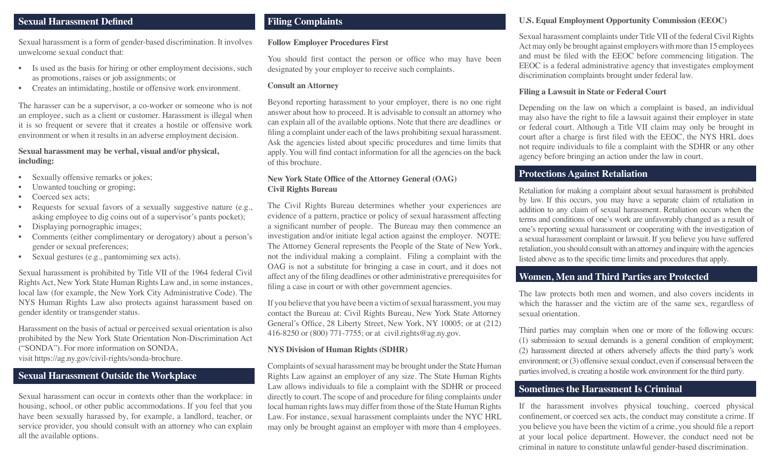## Sexual Harassment Defined

Sexual harassment is a form of gender-based discrimination. It involves unwelcome sexual conduct that:

- Is used as the basis for hiring or other employment decisions, such as promotions, raises or job assignments; or
- Creates an intimidating, hostile or offensive work environment.

The harasser can be a supervisor, a co-worker or someone who is not an employee, such as a client or customer. Harassment is illegal when it is so frequent or severe that it creates a hostile or offensive work environment or when it results in an adverse employment decision.

**Sexual harassment may be verbal, visual and/or physical, including:**

- Sexually offensive remarks or jokes;
- Unwanted touching or groping;
- Coerced sex acts;
- Requests for sexual favors of a sexually suggestive nature (e.g., asking employee to dig coins out of a supervisor's pants pocket);
- Displaying pornographic images;
- Comments (either complimentary or derogatory) about a person's gender or sexual preferences;
- Sexual gestures (e.g., pantomiming sex acts).

Sexual harassment is prohibited by Title VII of the 1964 federal Civil Rights Act, New York State Human Rights Law and, in some instances, local law (for example, the New York City Administrative Code). The NYS Human Rights Law also protects against harassment based on gender identity or transgender status.

Harassment on the basis of actual or perceived sexual orientation is also prohibited by the New York State Orientation Non-Discrimination Act ("SONDA"). For more information on SONDA, visit https://ag.ny.gov/civil-rights/sonda-brochure.

## Sexual Harassment Outside the Workplace

Sexual harassment can occur in contexts other than the workplace: in housing, school, or other public accommodations. If you feel that you have been sexually harassed by, for example, a landlord, teacher, or service provider, you should consult with an attorney who can explain all the available options.

## Filing Complaints

**Follow Employer Procedures First**

You should first contact the person or office who may have been designated by your employer to receive such complaints.

**Consult an Attorney**

Beyond reporting harassment to your employer, there is no one right answer about how to proceed. It is advisable to consult an attorney who can explain all of the available options. Note that there are deadlines or filing a complaint under each of the laws prohibiting sexual harassment. Ask the agencies listed about specific procedures and time limits that apply. You will find contact information for all the agencies on the back of this brochure.

**New York State Office of the Attorney General (OAG) Civil Rights Bureau**

The Civil Rights Bureau determines whether your experiences are evidence of a pattern, practice or policy of sexual harassment affecting a significant number of people. The Bureau may then commence an investigation and/or initiate legal action against the employer. NOTE: The Attorney General represents the People of the State of New York, not the individual making a complaint. Filing a complaint with the OAG is not a substitute for bringing a case in court, and it does not affect any of the filing deadlines or other administrative prerequisites for filing a case in court or with other government agencies.

If you believe that you have been a victim of sexual harassment, you may contact the Bureau at: Civil Rights Bureau, New York State Attorney General's Office, 28 Liberty Street, New York, NY 10005; or at (212) 416-8250 or (800) 771-7755; or at civil.rights@ag.ny.gov.

**NYS Division of Human Rights (SDHR)**

Complaints of sexual harassment may be brought under the State Human Rights Law against an employer of any size. The State Human Rights Law allows individuals to file a complaint with the SDHR or proceed directly to court. The scope of and procedure for filing complaints under local human rights laws may differ from those of the State Human Rights Law. For instance, sexual harassment complaints under the NYC HRL may only be brought against an employer with more than 4 employees.

**U.S. Equal Employment Opportunity Commission (EEOC)**

Sexual harassment complaints under Title VII of the federal Civil Rights Act may only be brought against employers with more than 15 employees and must be filed with the EEOC before commencing litigation. The EEOC is a federal administrative agency that investigates employment discrimination complaints brought under federal law.

**Filing a Lawsuit in State or Federal Court**

Depending on the law on which a complaint is based, an individual may also have the right to file a lawsuit against their employer in state or federal court. Although a Title VII claim may only be brought in court after a charge is first filed with the EEOC, the NYS HRL does not require individuals to file a complaint with the SDHR or any other agency before bringing an action under the law in court.

## Protections Against Retaliation

Retaliation for making a complaint about sexual harassment is prohibited by law. If this occurs, you may have a separate claim of retaliation in addition to any claim of sexual harassment. Retaliation occurs when the terms and conditions of one's work are unfavorably changed as a result of one's reporting sexual harassment or cooperating with the investigation of a sexual harassment complaint or lawsuit. If you believe you have suffered retaliation, you should consult with an attorney and inquire with the agencies listed above as to the specific time limits and procedures that apply.

## Women, Men and Third Parties are Protected

The law protects both men and women, and also covers incidents in which the harasser and the victim are of the same sex, regardless of sexual orientation.

Third parties may complain when one or more of the following occurs: (1) submission to sexual demands is a general condition of employment; (2) harassment directed at others adversely affects the third party's work environment; or (3) offensive sexual conduct, even if consensual between the parties involved, is creating a hostile work environment for the third party.

## Sometimes the Harassment Is Criminal

If the harassment involves physical touching, coerced physical confinement, or coerced sex acts, the conduct may constitute a crime. If you believe you have been the victim of a crime, you should file a report at your local police department. However, the conduct need not be criminal in nature to constitute unlawful gender-based discrimination.